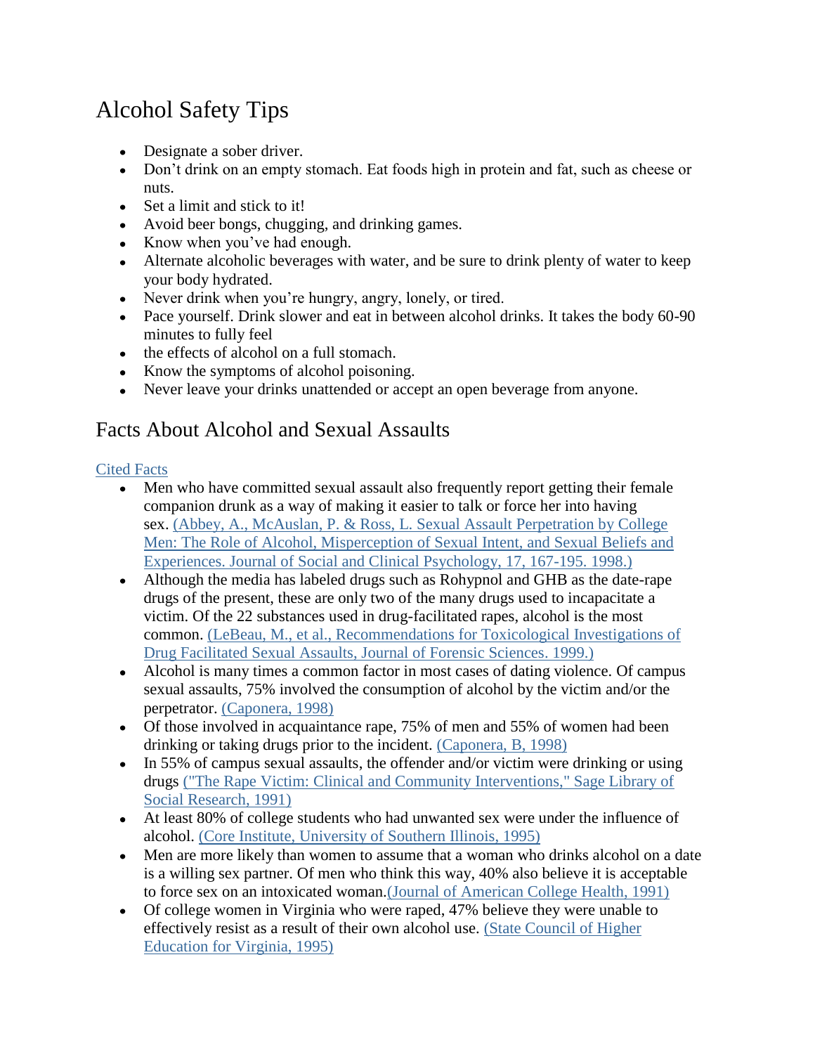# Alcohol Safety Tips

- Designate a sober driver.
- Don't drink on an empty stomach. Eat foods high in protein and fat, such as cheese or nuts.
- Set a limit and stick to it!
- Avoid beer bongs, chugging, and drinking games.
- Know when you've had enough.
- Alternate alcoholic beverages with water, and be sure to drink plenty of water to keep your body hydrated.
- Never drink when you're hungry, angry, lonely, or tired.
- Pace yourself. Drink slower and eat in between alcohol drinks. It takes the body 60-90 minutes to fully feel
- the effects of alcohol on a full stomach.
- Know the symptoms of alcohol poisoning.
- Never leave your drinks unattended or accept an open beverage from anyone.

# Facts About Alcohol and Sexual Assaults

Cited Facts

- Men who have committed sexual assault also frequently report getting their female companion drunk as a way of making it easier to talk or force her into having sex. (Abbey, A., McAuslan, P. & Ross, L. Sexual Assault Perpetration by College Men: The Role of Alcohol, Misperception of Sexual Intent, and Sexual Beliefs and Experiences. Journal of Social and Clinical Psychology, 17, 167-195. 1998.)
- Although the media has labeled drugs such as Rohypnol and GHB as the date-rape drugs of the present, these are only two of the many drugs used to incapacitate a victim. Of the 22 substances used in drug-facilitated rapes, alcohol is the most common. (LeBeau, M., et al., Recommendations for Toxicological Investigations of Drug Facilitated Sexual Assaults, Journal of Forensic Sciences. 1999.)
- Alcohol is many times a common factor in most cases of dating violence. Of campus sexual assaults, 75% involved the consumption of alcohol by the victim and/or the perpetrator. (Caponera, 1998)
- Of those involved in acquaintance rape, 75% of men and 55% of women had been drinking or taking drugs prior to the incident. (Caponera, B, 1998)
- In 55% of campus sexual assaults, the offender and/or victim were drinking or using drugs ("The Rape Victim: Clinical and Community Interventions," Sage Library of Social Research, 1991)
- At least 80% of college students who had unwanted sex were under the influence of alcohol. (Core Institute, University of Southern Illinois, 1995)
- Men are more likely than women to assume that a woman who drinks alcohol on a date is a willing sex partner. Of men who think this way, 40% also believe it is acceptable to force sex on an intoxicated woman.(Journal of American College Health, 1991)
- Of college women in Virginia who were raped, 47% believe they were unable to effectively resist as a result of their own alcohol use. (State Council of Higher Education for Virginia, 1995)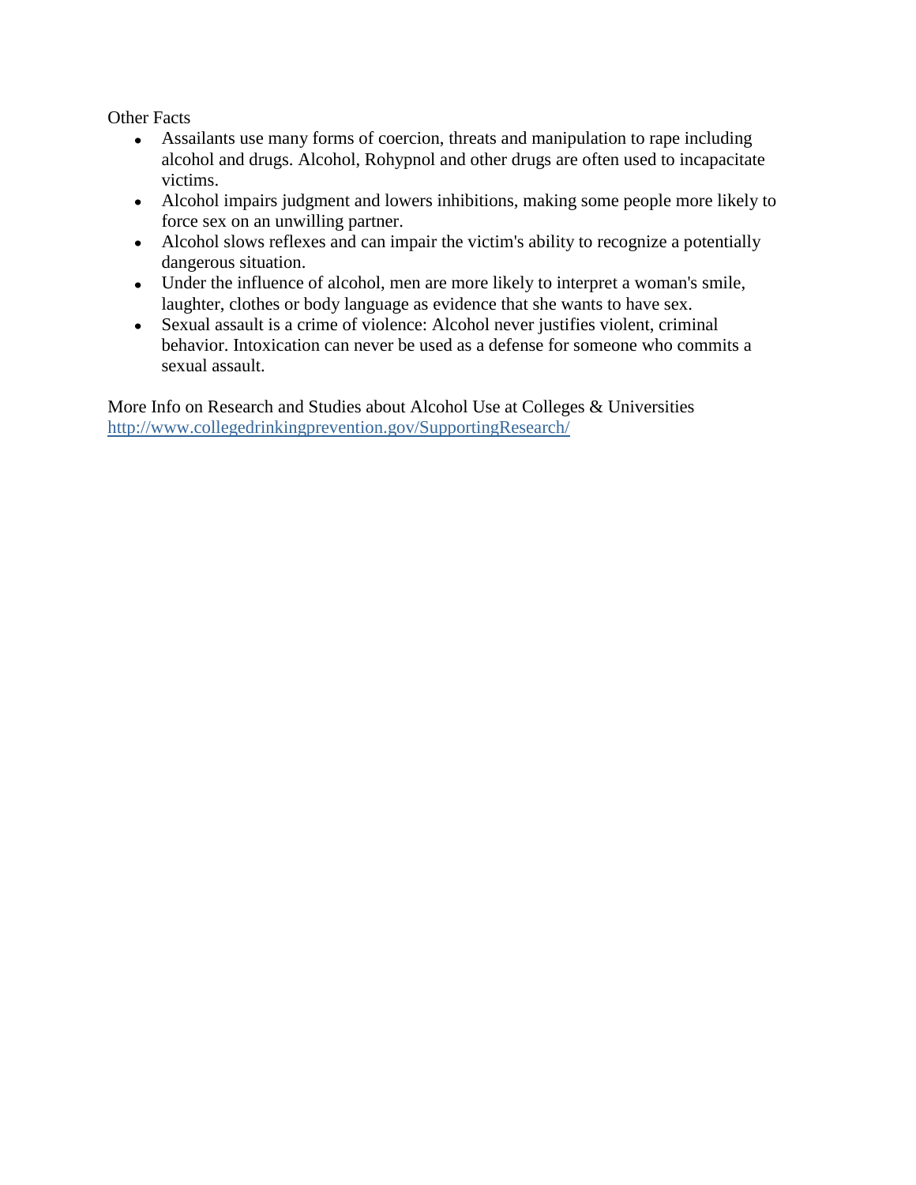Other Facts

- Assailants use many forms of coercion, threats and manipulation to rape including alcohol and drugs. Alcohol, Rohypnol and other drugs are often used to incapacitate victims.
- Alcohol impairs judgment and lowers inhibitions, making some people more likely to force sex on an unwilling partner.
- Alcohol slows reflexes and can impair the victim's ability to recognize a potentially dangerous situation.
- Under the influence of alcohol, men are more likely to interpret a woman's smile, laughter, clothes or body language as evidence that she wants to have sex.
- Sexual assault is a crime of violence: Alcohol never justifies violent, criminal behavior. Intoxication can never be used as a defense for someone who commits a sexual assault.

More Info on Research and Studies about Alcohol Use at Colleges & Universities
[http://www.collegedrinkingprevention.gov/SupportingResearch/](http://www.collegedrinkingprevention.gov/SupportingResearch/)